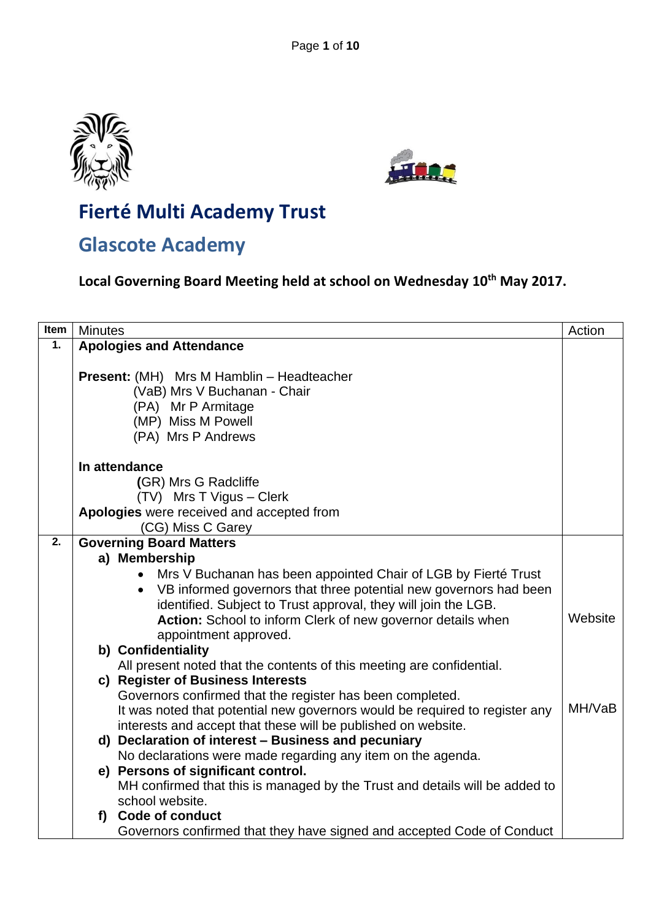# Fierté Multi Academy Trust

## Glascote Academy

**Local Governing Board Meeting held at school on Wednesday 10th May 2017.**

| Item | Minutes | Action |
|---|---|---|
| **1.** | **Apologies and Attendance**<br><br>**Present:** (MH) Mrs M Hamblin – Headteacher<br>(VaB) Mrs V Buchanan - Chair<br>(PA) Mr P Armitage<br>(MP) Miss M Powell<br>(PA) Mrs P Andrews<br><br>**In attendance**<br>**(**GR) Mrs G Radcliffe<br>(TV) Mrs T Vigus – Clerk<br>**Apologies** were received and accepted from<br>(CG) Miss C Garey | |
| **2.** | **Governing Board Matters**<br>**a) Membership**<br>• Mrs V Buchanan has been appointed Chair of LGB by Fierté Trust<br>• VB informed governors that three potential new governors had been identified. Subject to Trust approval, they will join the LGB. **Action:** School to inform Clerk of new governor details when appointment approved.<br>**b) Confidentiality**<br>All present noted that the contents of this meeting are confidential.<br>**c) Register of Business Interests**<br>Governors confirmed that the register has been completed.<br>It was noted that potential new governors would be required to register any interests and accept that these will be published on website.<br>**d) Declaration of interest – Business and pecuniary**<br>No declarations were made regarding any item on the agenda.<br>**e) Persons of significant control.**<br>MH confirmed that this is managed by the Trust and details will be added to school website.<br>**f) Code of conduct**<br>Governors confirmed that they have signed and accepted Code of Conduct | Website<br><br><br><br><br>MH/VaB |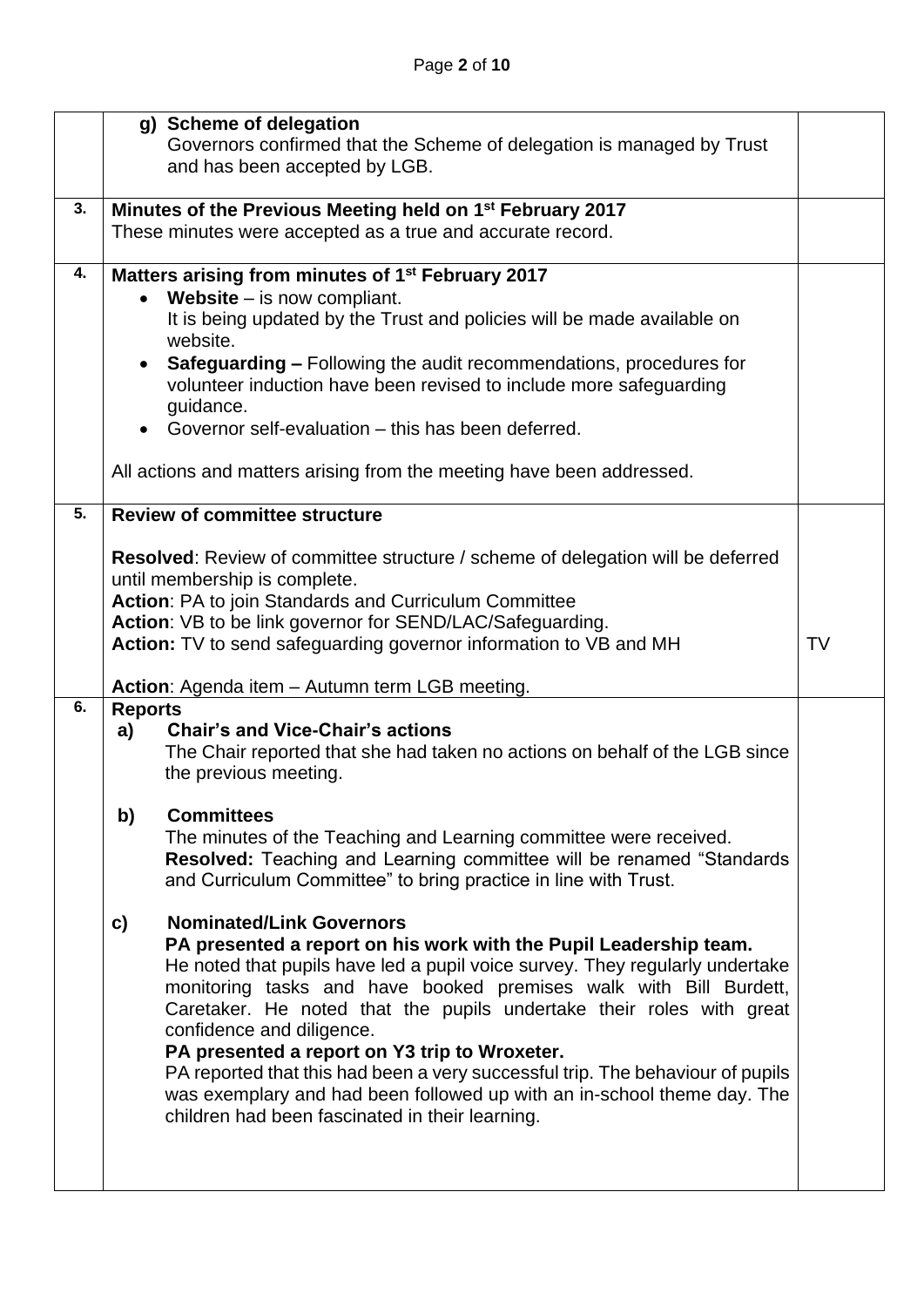| | | |
|---|---|---|
| | **g) Scheme of delegation**<br>Governors confirmed that the Scheme of delegation is managed by Trust and has been accepted by LGB. | |
| **3.** | **Minutes of the Previous Meeting held on 1st February 2017**<br>These minutes were accepted as a true and accurate record. | |
| **4.** | **Matters arising from minutes of 1st February 2017**<br>• **Website** – is now compliant.<br>It is being updated by the Trust and policies will be made available on website.<br>• **Safeguarding –** Following the audit recommendations, procedures for volunteer induction have been revised to include more safeguarding guidance.<br>• Governor self-evaluation – this has been deferred.<br><br>All actions and matters arising from the meeting have been addressed. | |
| **5.** | **Review of committee structure**<br><br>**Resolved**: Review of committee structure / scheme of delegation will be deferred until membership is complete.<br>**Action**: PA to join Standards and Curriculum Committee<br>**Action**: VB to be link governor for SEND/LAC/Safeguarding.<br>**Action:** TV to send safeguarding governor information to VB and MH<br><br>**Action**: Agenda item – Autumn term LGB meeting. | TV |
| **6.** | **Reports**<br>**a) Chair's and Vice-Chair's actions**<br>The Chair reported that she had taken no actions on behalf of the LGB since the previous meeting.<br><br>**b) Committees**<br>The minutes of the Teaching and Learning committee were received.<br>**Resolved:** Teaching and Learning committee will be renamed "Standards and Curriculum Committee" to bring practice in line with Trust.<br><br>**c) Nominated/Link Governors**<br>**PA presented a report on his work with the Pupil Leadership team.**<br>He noted that pupils have led a pupil voice survey. They regularly undertake monitoring tasks and have booked premises walk with Bill Burdett, Caretaker. He noted that the pupils undertake their roles with great confidence and diligence.<br>**PA presented a report on Y3 trip to Wroxeter.**<br>PA reported that this had been a very successful trip. The behaviour of pupils was exemplary and had been followed up with an in-school theme day. The children had been fascinated in their learning. | |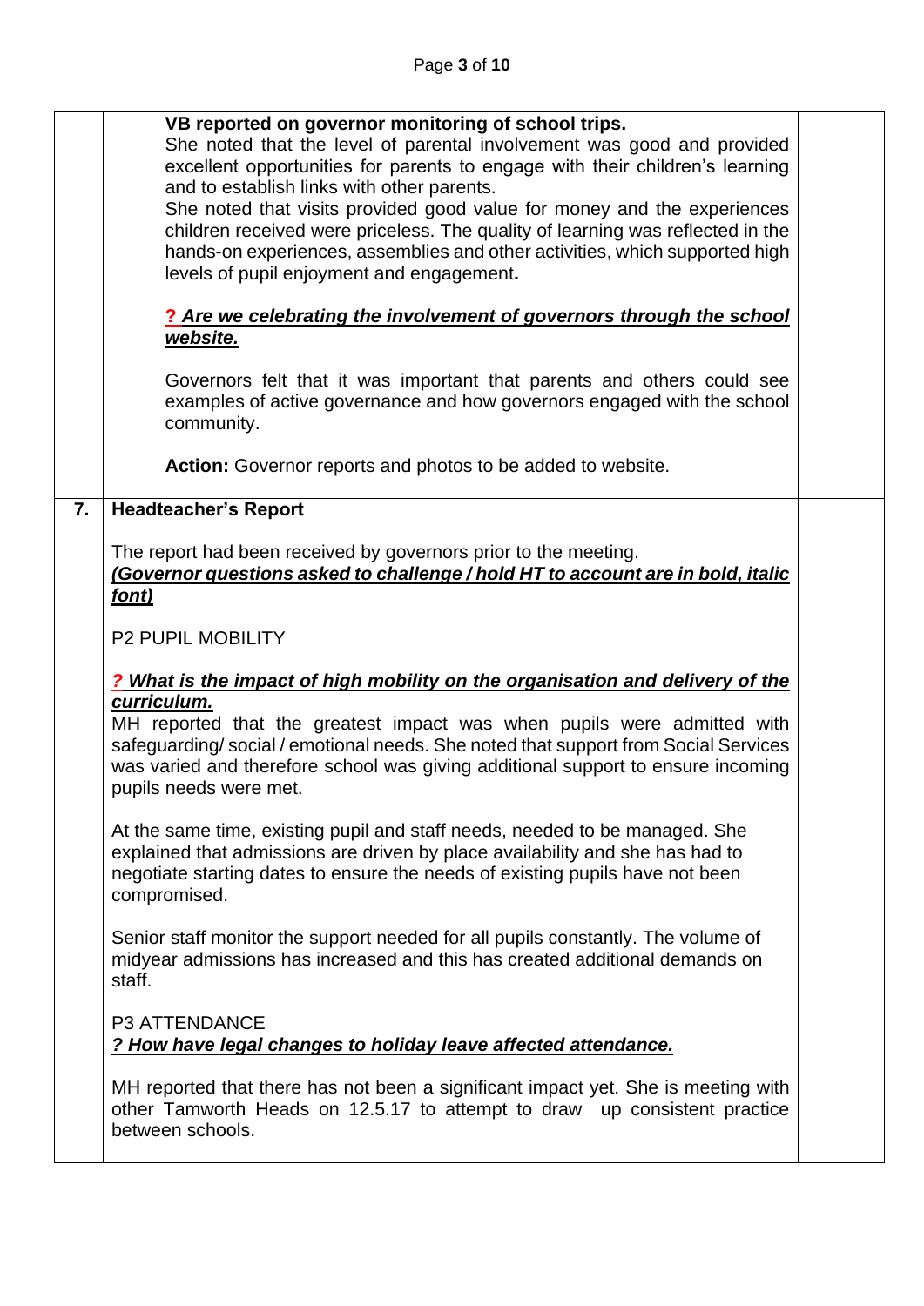|  | **VB reported on governor monitoring of school trips.**<br>She noted that the level of parental involvement was good and provided excellent opportunities for parents to engage with their children's learning and to establish links with other parents.<br>She noted that visits provided good value for money and the experiences children received were priceless. The quality of learning was reflected in the hands-on experiences, assemblies and other activities, which supported high levels of pupil enjoyment and engagement**.**<br><br>***? Are we celebrating the involvement of governors through the school website.***<br><br>Governors felt that it was important that parents and others could see examples of active governance and how governors engaged with the school community.<br><br>**Action:** Governor reports and photos to be added to website. |  |
|---|---|---|
| **7.** | **Headteacher's Report**<br><br>The report had been received by governors prior to the meeting.<br>***(Governor questions asked to challenge / hold HT to account are in bold, italic font)***<br><br>P2 PUPIL MOBILITY<br><br>***? What is the impact of high mobility on the organisation and delivery of the curriculum.***<br>MH reported that the greatest impact was when pupils were admitted with safeguarding/ social / emotional needs. She noted that support from Social Services was varied and therefore school was giving additional support to ensure incoming pupils needs were met.<br><br>At the same time, existing pupil and staff needs, needed to be managed. She explained that admissions are driven by place availability and she has had to negotiate starting dates to ensure the needs of existing pupils have not been compromised.<br><br>Senior staff monitor the support needed for all pupils constantly. The volume of midyear admissions has increased and this has created additional demands on staff.<br><br>P3 ATTENDANCE<br>***? How have legal changes to holiday leave affected attendance.***<br><br>MH reported that there has not been a significant impact yet. She is meeting with other Tamworth Heads on 12.5.17 to attempt to draw up consistent practice between schools. |  |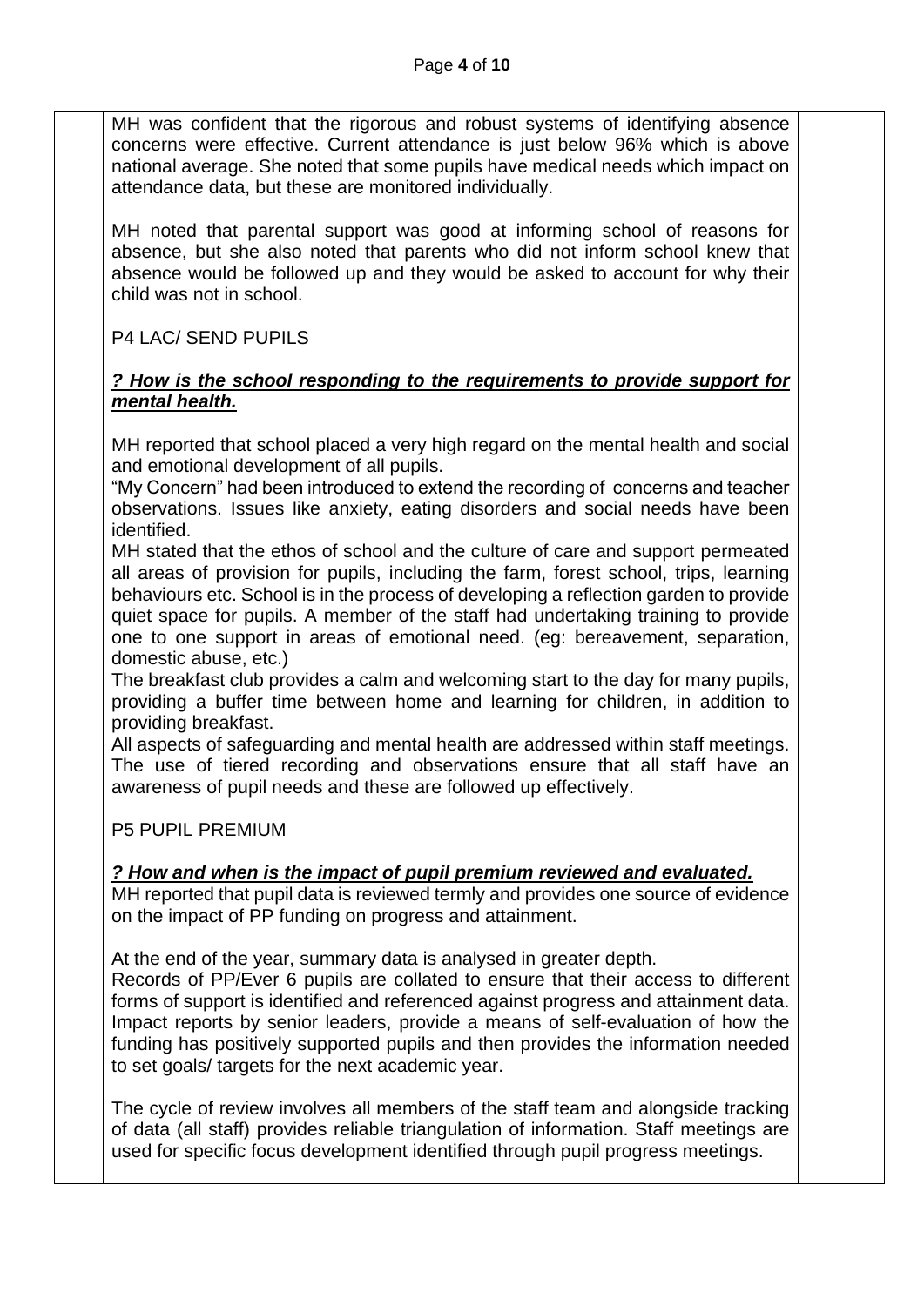MH was confident that the rigorous and robust systems of identifying absence concerns were effective. Current attendance is just below 96% which is above national average. She noted that some pupils have medical needs which impact on attendance data, but these are monitored individually.

MH noted that parental support was good at informing school of reasons for absence, but she also noted that parents who did not inform school knew that absence would be followed up and they would be asked to account for why their child was not in school.

P4 LAC/ SEND PUPILS

***? How is the school responding to the requirements to provide support for mental health.***

MH reported that school placed a very high regard on the mental health and social and emotional development of all pupils.
"My Concern" had been introduced to extend the recording of concerns and teacher observations. Issues like anxiety, eating disorders and social needs have been identified.
MH stated that the ethos of school and the culture of care and support permeated all areas of provision for pupils, including the farm, forest school, trips, learning behaviours etc. School is in the process of developing a reflection garden to provide quiet space for pupils. A member of the staff had undertaking training to provide one to one support in areas of emotional need. (eg: bereavement, separation, domestic abuse, etc.)
The breakfast club provides a calm and welcoming start to the day for many pupils, providing a buffer time between home and learning for children, in addition to providing breakfast.
All aspects of safeguarding and mental health are addressed within staff meetings. The use of tiered recording and observations ensure that all staff have an awareness of pupil needs and these are followed up effectively.

P5 PUPIL PREMIUM

***? How and when is the impact of pupil premium reviewed and evaluated.***
MH reported that pupil data is reviewed termly and provides one source of evidence on the impact of PP funding on progress and attainment.

At the end of the year, summary data is analysed in greater depth.
Records of PP/Ever 6 pupils are collated to ensure that their access to different forms of support is identified and referenced against progress and attainment data. Impact reports by senior leaders, provide a means of self-evaluation of how the funding has positively supported pupils and then provides the information needed to set goals/ targets for the next academic year.

The cycle of review involves all members of the staff team and alongside tracking of data (all staff) provides reliable triangulation of information. Staff meetings are used for specific focus development identified through pupil progress meetings.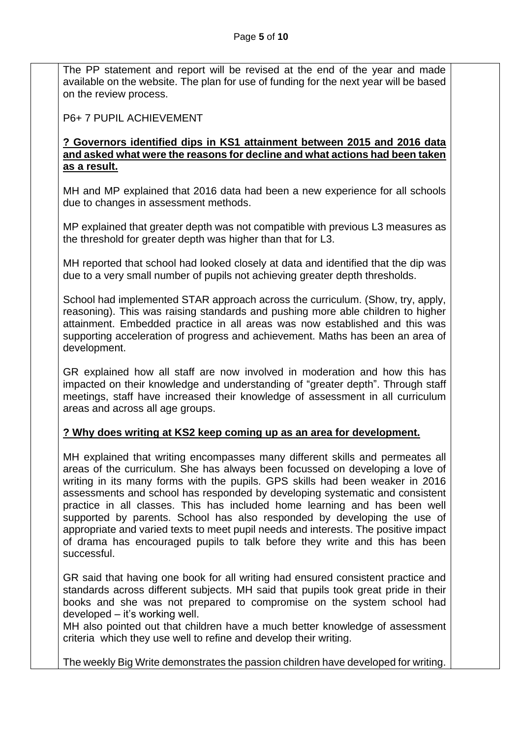The PP statement and report will be revised at the end of the year and made available on the website. The plan for use of funding for the next year will be based on the review process.

P6+ 7 PUPIL ACHIEVEMENT

**? Governors identified dips in KS1 attainment between 2015 and 2016 data and asked what were the reasons for decline and what actions had been taken as a result.**

MH and MP explained that 2016 data had been a new experience for all schools due to changes in assessment methods.

MP explained that greater depth was not compatible with previous L3 measures as the threshold for greater depth was higher than that for L3.

MH reported that school had looked closely at data and identified that the dip was due to a very small number of pupils not achieving greater depth thresholds.

School had implemented STAR approach across the curriculum. (Show, try, apply, reasoning). This was raising standards and pushing more able children to higher attainment. Embedded practice in all areas was now established and this was supporting acceleration of progress and achievement. Maths has been an area of development.

GR explained how all staff are now involved in moderation and how this has impacted on their knowledge and understanding of "greater depth". Through staff meetings, staff have increased their knowledge of assessment in all curriculum areas and across all age groups.

**? Why does writing at KS2 keep coming up as an area for development.**

MH explained that writing encompasses many different skills and permeates all areas of the curriculum. She has always been focussed on developing a love of writing in its many forms with the pupils. GPS skills had been weaker in 2016 assessments and school has responded by developing systematic and consistent practice in all classes. This has included home learning and has been well supported by parents. School has also responded by developing the use of appropriate and varied texts to meet pupil needs and interests. The positive impact of drama has encouraged pupils to talk before they write and this has been successful.

GR said that having one book for all writing had ensured consistent practice and standards across different subjects. MH said that pupils took great pride in their books and she was not prepared to compromise on the system school had developed – it's working well.
MH also pointed out that children have a much better knowledge of assessment criteria which they use well to refine and develop their writing.

The weekly Big Write demonstrates the passion children have developed for writing.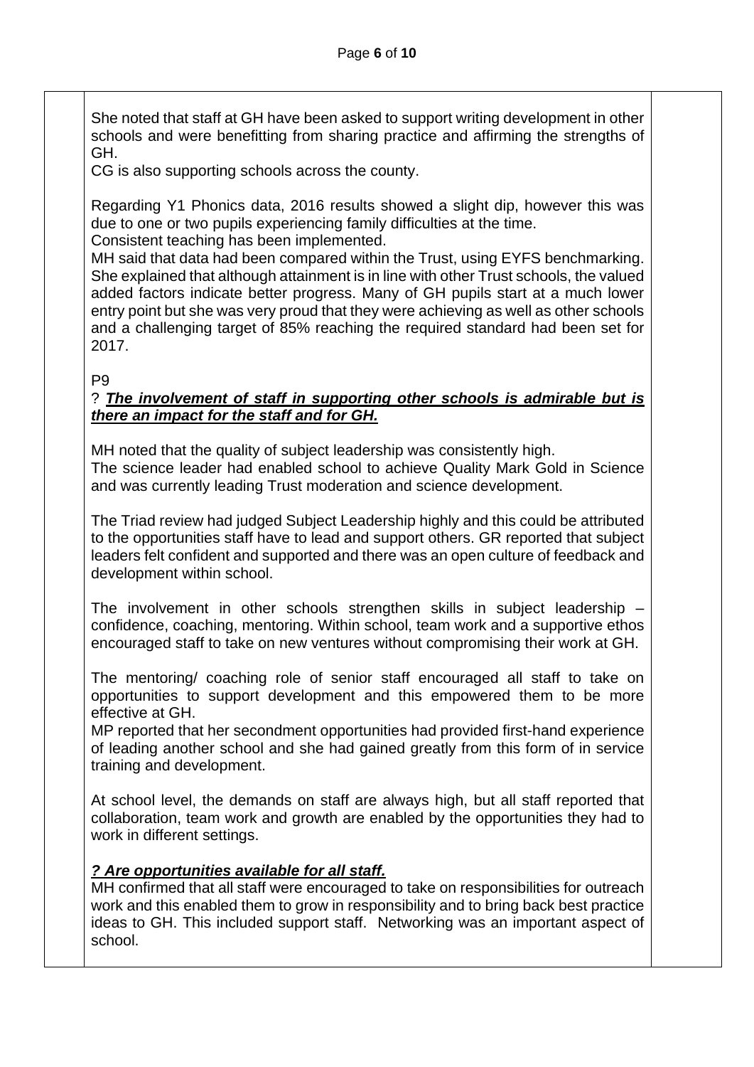She noted that staff at GH have been asked to support writing development in other schools and were benefitting from sharing practice and affirming the strengths of GH.
CG is also supporting schools across the county.

Regarding Y1 Phonics data, 2016 results showed a slight dip, however this was due to one or two pupils experiencing family difficulties at the time.
Consistent teaching has been implemented.
MH said that data had been compared within the Trust, using EYFS benchmarking. She explained that although attainment is in line with other Trust schools, the valued added factors indicate better progress. Many of GH pupils start at a much lower entry point but she was very proud that they were achieving as well as other schools and a challenging target of 85% reaching the required standard had been set for 2017.

P9

? ***The involvement of staff in supporting other schools is admirable but is there an impact for the staff and for GH.***

MH noted that the quality of subject leadership was consistently high.
The science leader had enabled school to achieve Quality Mark Gold in Science and was currently leading Trust moderation and science development.

The Triad review had judged Subject Leadership highly and this could be attributed to the opportunities staff have to lead and support others. GR reported that subject leaders felt confident and supported and there was an open culture of feedback and development within school.

The involvement in other schools strengthen skills in subject leadership – confidence, coaching, mentoring. Within school, team work and a supportive ethos encouraged staff to take on new ventures without compromising their work at GH.

The mentoring/ coaching role of senior staff encouraged all staff to take on opportunities to support development and this empowered them to be more effective at GH.
MP reported that her secondment opportunities had provided first-hand experience of leading another school and she had gained greatly from this form of in service training and development.

At school level, the demands on staff are always high, but all staff reported that collaboration, team work and growth are enabled by the opportunities they had to work in different settings.

***? Are opportunities available for all staff.***
MH confirmed that all staff were encouraged to take on responsibilities for outreach work and this enabled them to grow in responsibility and to bring back best practice ideas to GH. This included support staff. Networking was an important aspect of school.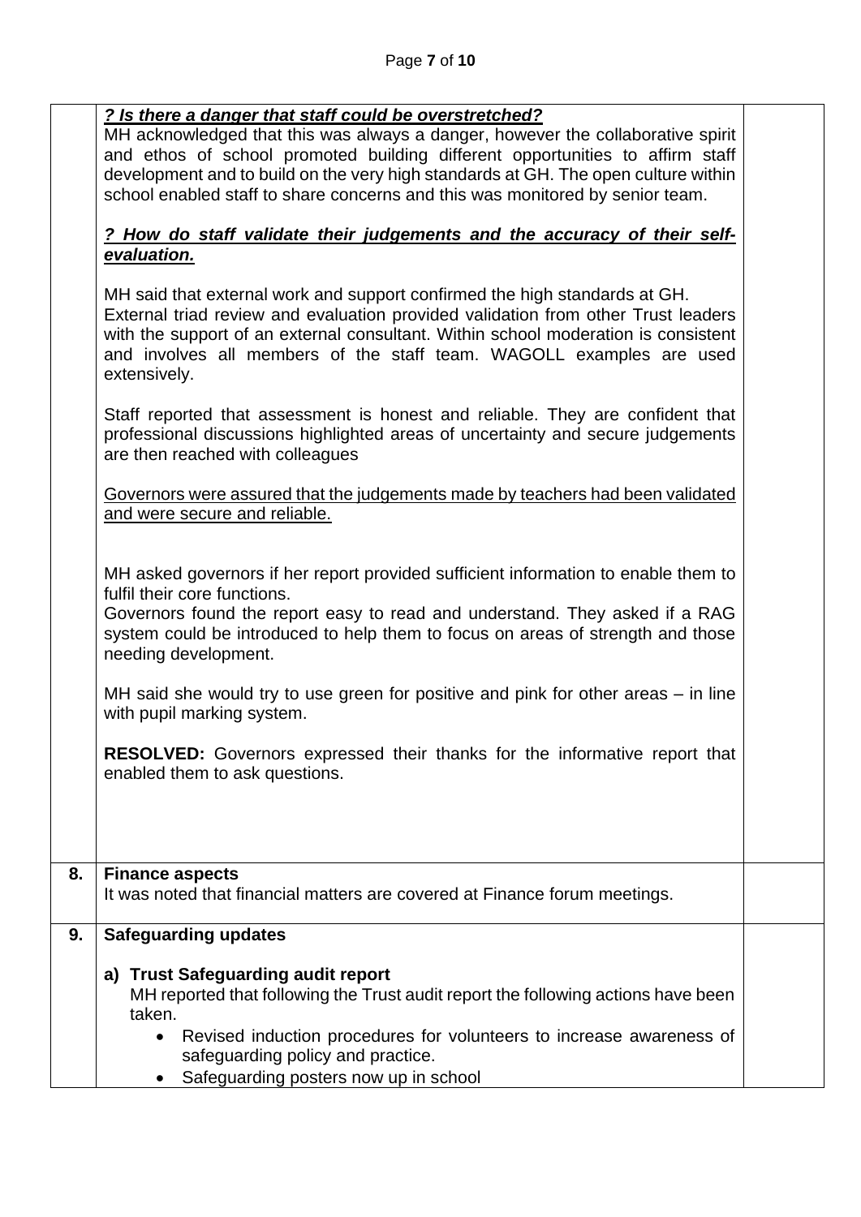| | | |
|---|---|---|
| | ***? Is there a danger that staff could be overstretched?***<br>MH acknowledged that this was always a danger, however the collaborative spirit and ethos of school promoted building different opportunities to affirm staff development and to build on the very high standards at GH. The open culture within school enabled staff to share concerns and this was monitored by senior team.<br><br>***? How do staff validate their judgements and the accuracy of their self-evaluation.***<br><br>MH said that external work and support confirmed the high standards at GH. External triad review and evaluation provided validation from other Trust leaders with the support of an external consultant. Within school moderation is consistent and involves all members of the staff team. WAGOLL examples are used extensively.<br><br>Staff reported that assessment is honest and reliable. They are confident that professional discussions highlighted areas of uncertainty and secure judgements are then reached with colleagues<br><br>Governors were assured that the judgements made by teachers had been validated and were secure and reliable.<br><br>MH asked governors if her report provided sufficient information to enable them to fulfil their core functions.<br>Governors found the report easy to read and understand. They asked if a RAG system could be introduced to help them to focus on areas of strength and those needing development.<br><br>MH said she would try to use green for positive and pink for other areas – in line with pupil marking system.<br><br>**RESOLVED:** Governors expressed their thanks for the informative report that enabled them to ask questions. | |
| **8.** | **Finance aspects**<br>It was noted that financial matters are covered at Finance forum meetings. | |
| **9.** | **Safeguarding updates**<br><br>**a) Trust Safeguarding audit report**<br>MH reported that following the Trust audit report the following actions have been taken.<br>• Revised induction procedures for volunteers to increase awareness of safeguarding policy and practice.<br>• Safeguarding posters now up in school | |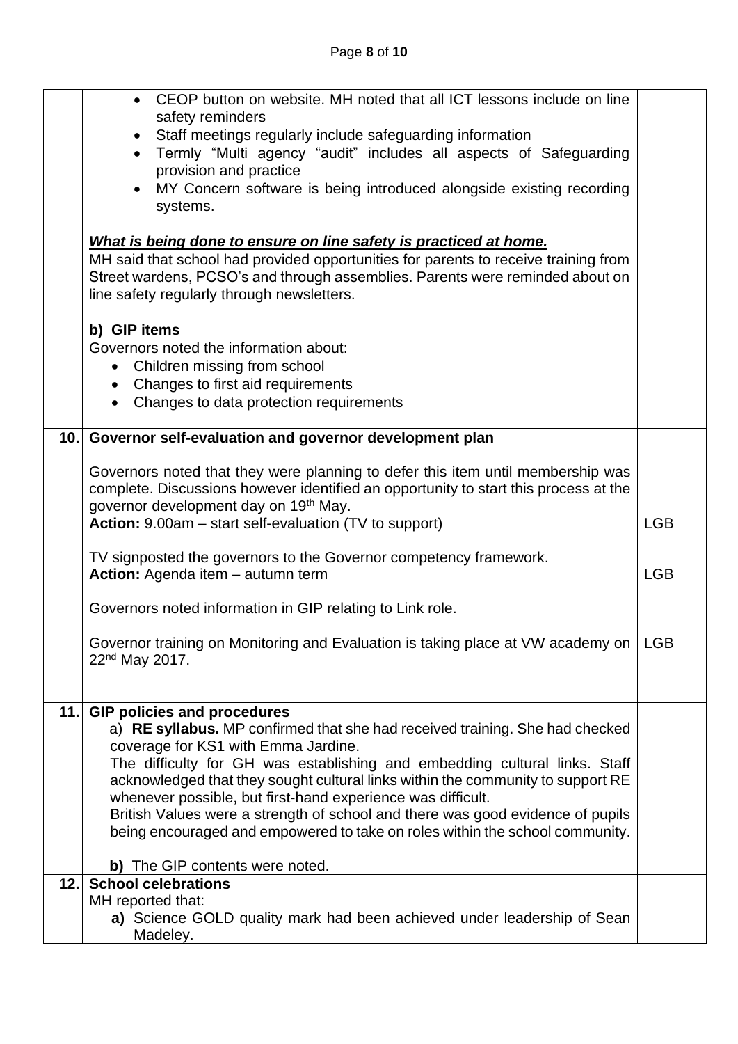| | | |
|---|---|---|
| | • CEOP button on website. MH noted that all ICT lessons include on line safety reminders<br>• Staff meetings regularly include safeguarding information<br>• Termly "Multi agency "audit" includes all aspects of Safeguarding provision and practice<br>• MY Concern software is being introduced alongside existing recording systems.<br><br>***What is being done to ensure on line safety is practiced at home.***<br>MH said that school had provided opportunities for parents to receive training from Street wardens, PCSO's and through assemblies. Parents were reminded about on line safety regularly through newsletters.<br><br>**b) GIP items**<br>Governors noted the information about:<br>• Children missing from school<br>• Changes to first aid requirements<br>• Changes to data protection requirements | |
| **10.** | **Governor self-evaluation and governor development plan**<br><br>Governors noted that they were planning to defer this item until membership was complete. Discussions however identified an opportunity to start this process at the governor development day on 19th May.<br>**Action:** 9.00am – start self-evaluation (TV to support)<br><br>TV signposted the governors to the Governor competency framework.<br>**Action:** Agenda item – autumn term<br><br>Governors noted information in GIP relating to Link role.<br><br>Governor training on Monitoring and Evaluation is taking place at VW academy on 22nd May 2017. | LGB<br><br>LGB<br><br>LGB |
| **11.** | **GIP policies and procedures**<br>a) **RE syllabus.** MP confirmed that she had received training. She had checked coverage for KS1 with Emma Jardine.<br>The difficulty for GH was establishing and embedding cultural links. Staff acknowledged that they sought cultural links within the community to support RE whenever possible, but first-hand experience was difficult.<br>British Values were a strength of school and there was good evidence of pupils being encouraged and empowered to take on roles within the school community.<br><br>**b)** The GIP contents were noted. | |
| **12.** | **School celebrations**<br>MH reported that:<br>**a)** Science GOLD quality mark had been achieved under leadership of Sean Madeley. | |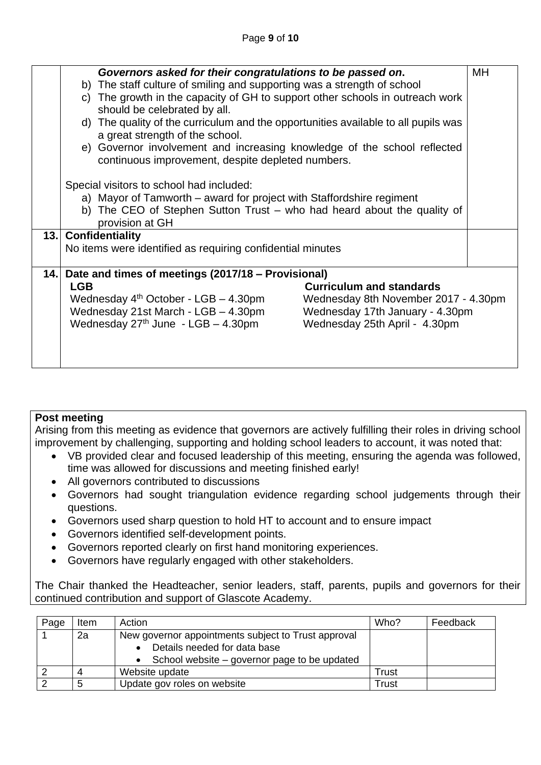| | | |
|---|---|---|
| | ***Governors asked for their congratulations to be passed on.***<br>b) The staff culture of smiling and supporting was a strength of school<br>c) The growth in the capacity of GH to support other schools in outreach work should be celebrated by all.<br>d) The quality of the curriculum and the opportunities available to all pupils was a great strength of the school.<br>e) Governor involvement and increasing knowledge of the school reflected continuous improvement, despite depleted numbers.<br><br>Special visitors to school had included:<br>a) Mayor of Tamworth – award for project with Staffordshire regiment<br>b) The CEO of Stephen Sutton Trust – who had heard about the quality of provision at GH | MH |
| **13.** | **Confidentiality**<br>No items were identified as requiring confidential minutes | |
| **14.** | **Date and times of meetings (2017/18 – Provisional)**<br>**LGB**<br>Wednesday 4th October - LGB – 4.30pm<br>Wednesday 21st March - LGB – 4.30pm<br>Wednesday 27th June - LGB – 4.30pm<br><br>**Curriculum and standards**<br>Wednesday 8th November 2017 - 4.30pm<br>Wednesday 17th January - 4.30pm<br>Wednesday 25th April - 4.30pm | |

**Post meeting**

Arising from this meeting as evidence that governors are actively fulfilling their roles in driving school improvement by challenging, supporting and holding school leaders to account, it was noted that:

- VB provided clear and focused leadership of this meeting, ensuring the agenda was followed, time was allowed for discussions and meeting finished early!
- All governors contributed to discussions
- Governors had sought triangulation evidence regarding school judgements through their questions.
- Governors used sharp question to hold HT to account and to ensure impact
- Governors identified self-development points.
- Governors reported clearly on first hand monitoring experiences.
- Governors have regularly engaged with other stakeholders.

The Chair thanked the Headteacher, senior leaders, staff, parents, pupils and governors for their continued contribution and support of Glascote Academy.

| Page | Item | Action | Who? | Feedback |
|---|---|---|---|---|
| 1 | 2a | New governor appointments subject to Trust approval<br>• Details needed for data base<br>• School website – governor page to be updated | | |
| 2 | 4 | Website update | Trust | |
| 2 | 5 | Update gov roles on website | Trust | |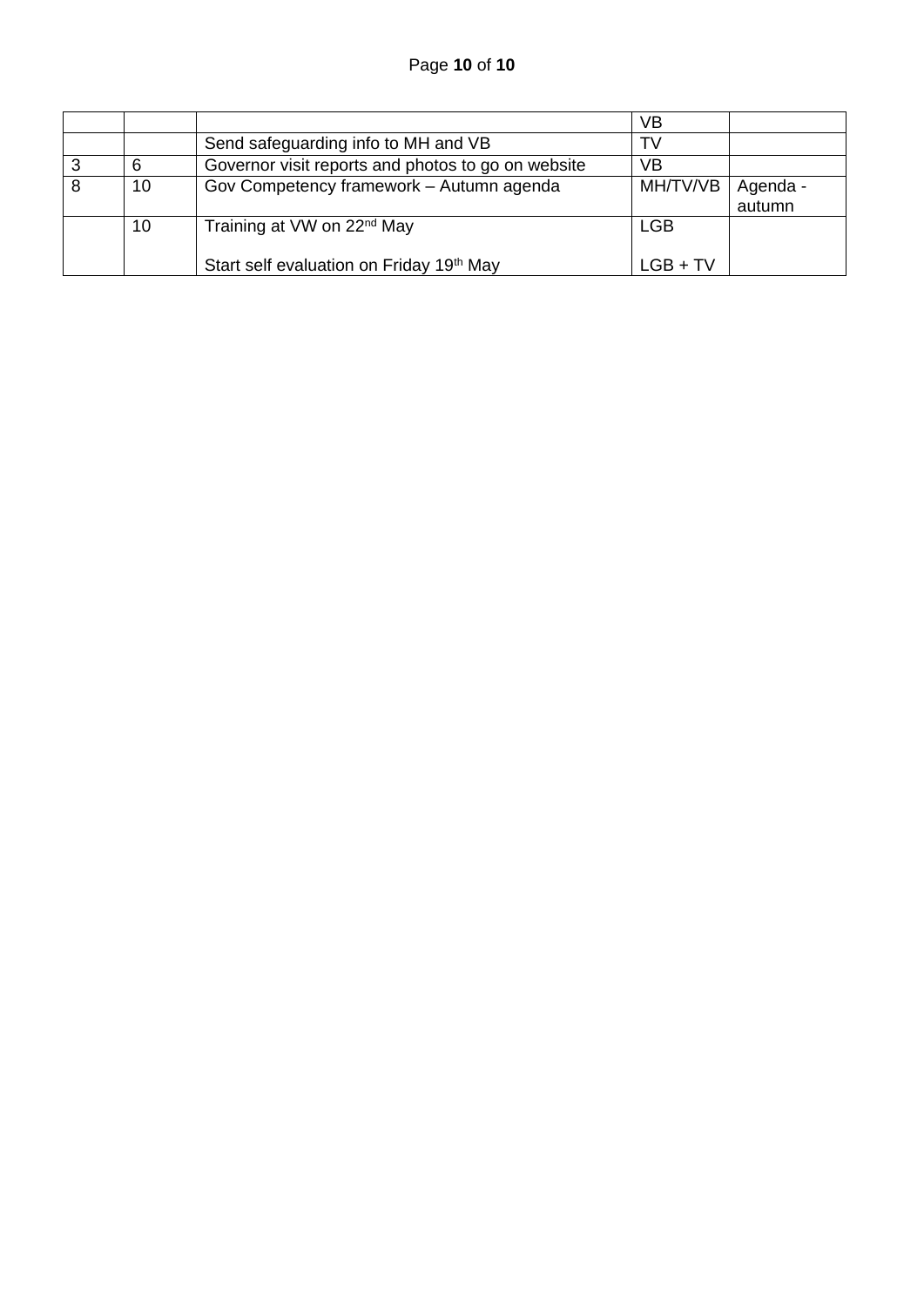| | | | | |
|---|---|---|---|---|
| | | | VB | |
| | | Send safeguarding info to MH and VB | TV | |
| 3 | 6 | Governor visit reports and photos to go on website | VB | |
| 8 | 10 | Gov Competency framework – Autumn agenda | MH/TV/VB | Agenda - autumn |
| | 10 | Training at VW on 22nd May<br><br>Start self evaluation on Friday 19th May | LGB<br><br>LGB + TV | |